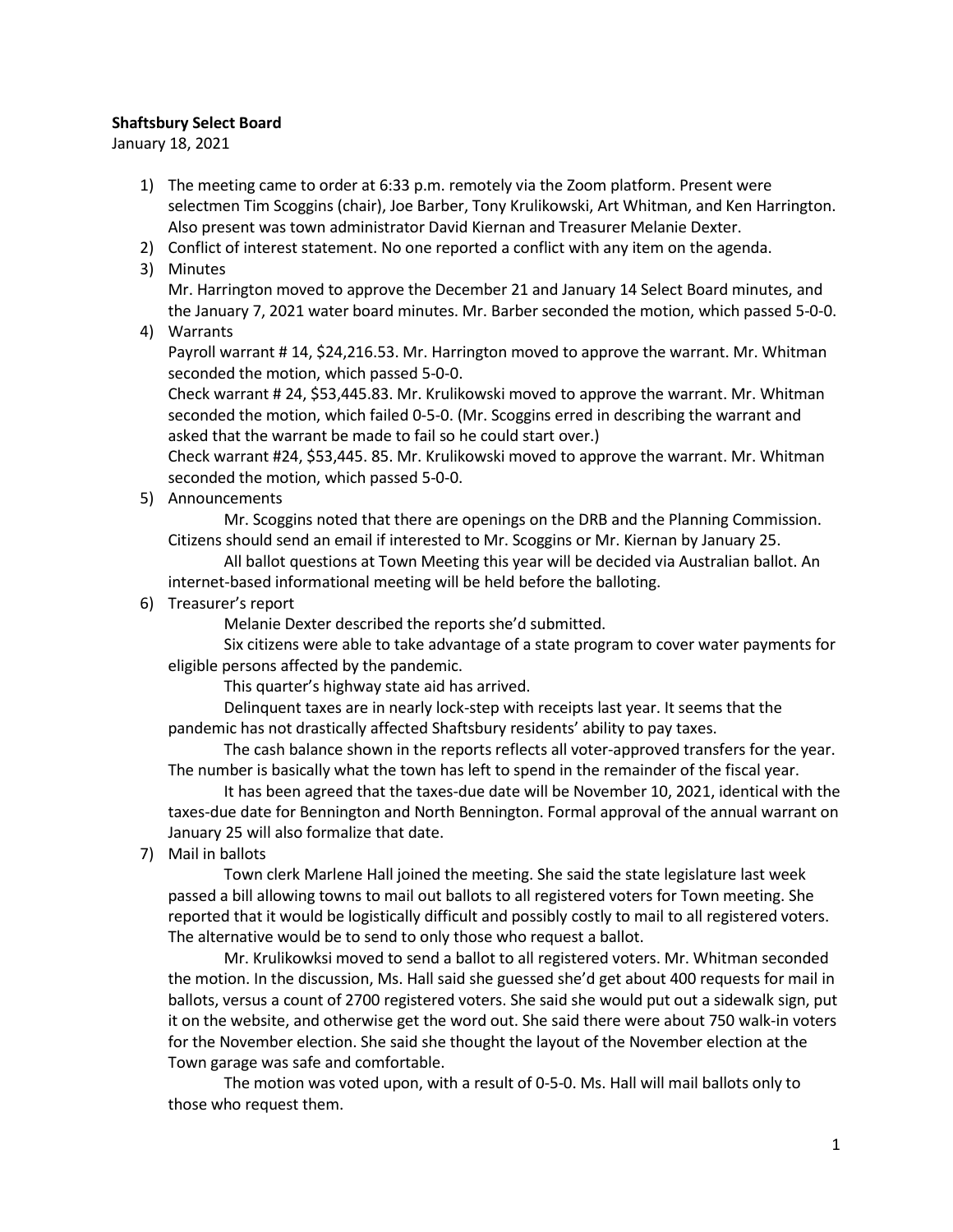**Shaftsbury Select Board**

January 18, 2021

1) The meeting came to order at 6:33 p.m. remotely via the Zoom platform. Present were selectmen Tim Scoggins (chair), Joe Barber, Tony Krulikowski, Art Whitman, and Ken Harrington. Also present was town administrator David Kiernan and Treasurer Melanie Dexter.
2) Conflict of interest statement. No one reported a conflict with any item on the agenda.
3) Minutes

   Mr. Harrington moved to approve the December 21 and January 14 Select Board minutes, and the January 7, 2021 water board minutes. Mr. Barber seconded the motion, which passed 5-0-0.
4) Warrants

   Payroll warrant # 14, $24,216.53. Mr. Harrington moved to approve the warrant. Mr. Whitman seconded the motion, which passed 5-0-0.

   Check warrant # 24, $53,445.83. Mr. Krulikowski moved to approve the warrant. Mr. Whitman seconded the motion, which failed 0-5-0. (Mr. Scoggins erred in describing the warrant and asked that the warrant be made to fail so he could start over.)

   Check warrant #24, $53,445. 85. Mr. Krulikowski moved to approve the warrant. Mr. Whitman seconded the motion, which passed 5-0-0.
5) Announcements

   Mr. Scoggins noted that there are openings on the DRB and the Planning Commission. Citizens should send an email if interested to Mr. Scoggins or Mr. Kiernan by January 25.

   All ballot questions at Town Meeting this year will be decided via Australian ballot. An internet-based informational meeting will be held before the balloting.
6) Treasurer's report

   Melanie Dexter described the reports she'd submitted.

   Six citizens were able to take advantage of a state program to cover water payments for eligible persons affected by the pandemic.

   This quarter's highway state aid has arrived.

   Delinquent taxes are in nearly lock-step with receipts last year. It seems that the pandemic has not drastically affected Shaftsbury residents' ability to pay taxes.

   The cash balance shown in the reports reflects all voter-approved transfers for the year. The number is basically what the town has left to spend in the remainder of the fiscal year.

   It has been agreed that the taxes-due date will be November 10, 2021, identical with the taxes-due date for Bennington and North Bennington. Formal approval of the annual warrant on January 25 will also formalize that date.
7) Mail in ballots

   Town clerk Marlene Hall joined the meeting. She said the state legislature last week passed a bill allowing towns to mail out ballots to all registered voters for Town meeting. She reported that it would be logistically difficult and possibly costly to mail to all registered voters. The alternative would be to send to only those who request a ballot.

   Mr. Krulikowksi moved to send a ballot to all registered voters. Mr. Whitman seconded the motion. In the discussion, Ms. Hall said she guessed she'd get about 400 requests for mail in ballots, versus a count of 2700 registered voters. She said she would put out a sidewalk sign, put it on the website, and otherwise get the word out. She said there were about 750 walk-in voters for the November election. She said she thought the layout of the November election at the Town garage was safe and comfortable.

   The motion was voted upon, with a result of 0-5-0. Ms. Hall will mail ballots only to those who request them.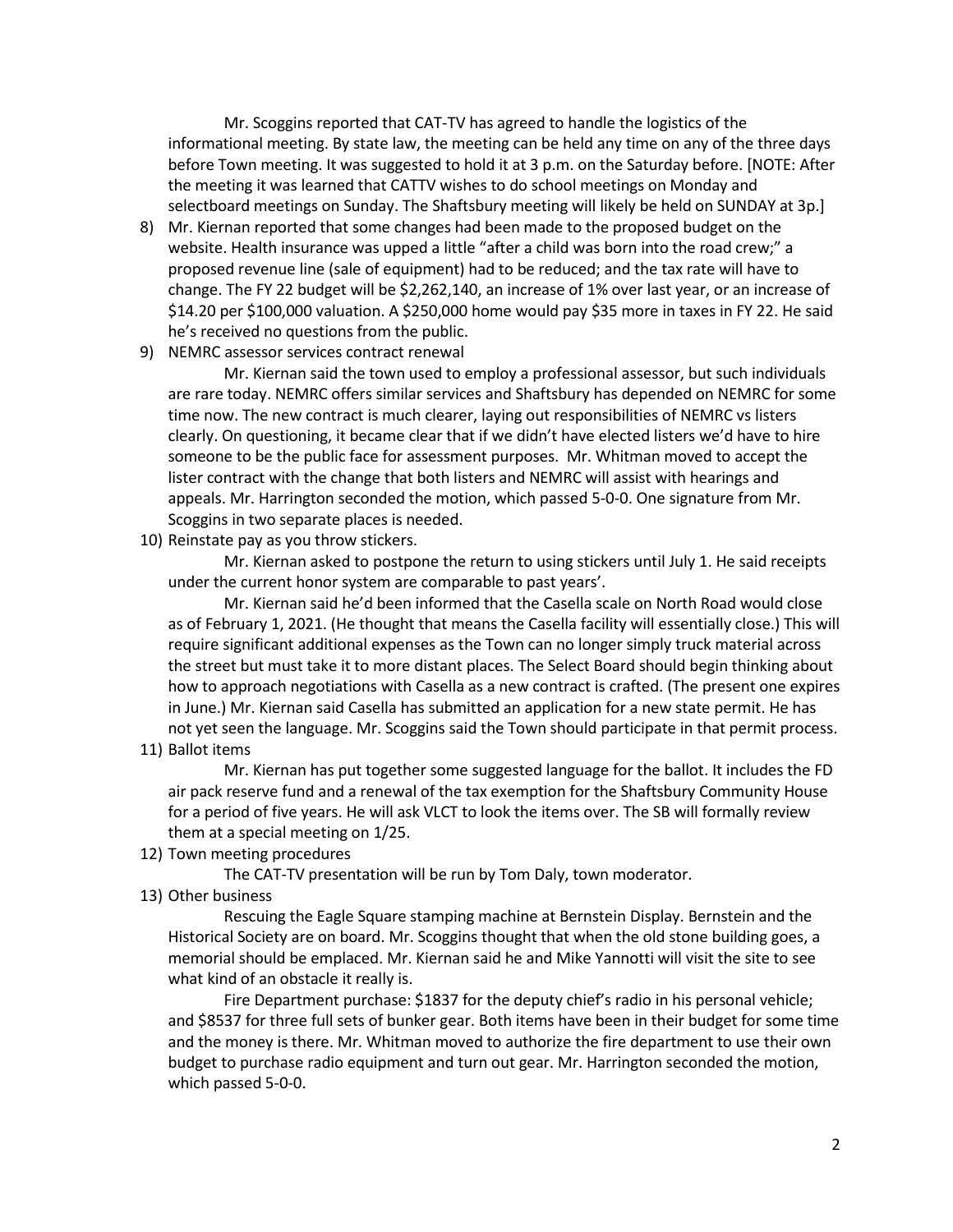Mr. Scoggins reported that CAT-TV has agreed to handle the logistics of the informational meeting. By state law, the meeting can be held any time on any of the three days before Town meeting. It was suggested to hold it at 3 p.m. on the Saturday before. [NOTE: After the meeting it was learned that CATTV wishes to do school meetings on Monday and selectboard meetings on Sunday. The Shaftsbury meeting will likely be held on SUNDAY at 3p.]

8) Mr. Kiernan reported that some changes had been made to the proposed budget on the website. Health insurance was upped a little "after a child was born into the road crew;" a proposed revenue line (sale of equipment) had to be reduced; and the tax rate will have to change. The FY 22 budget will be $2,262,140, an increase of 1% over last year, or an increase of $14.20 per $100,000 valuation. A $250,000 home would pay $35 more in taxes in FY 22. He said he's received no questions from the public.

9) NEMRC assessor services contract renewal

   Mr. Kiernan said the town used to employ a professional assessor, but such individuals are rare today. NEMRC offers similar services and Shaftsbury has depended on NEMRC for some time now. The new contract is much clearer, laying out responsibilities of NEMRC vs listers clearly. On questioning, it became clear that if we didn't have elected listers we'd have to hire someone to be the public face for assessment purposes. Mr. Whitman moved to accept the lister contract with the change that both listers and NEMRC will assist with hearings and appeals. Mr. Harrington seconded the motion, which passed 5-0-0. One signature from Mr. Scoggins in two separate places is needed.

10) Reinstate pay as you throw stickers.

    Mr. Kiernan asked to postpone the return to using stickers until July 1. He said receipts under the current honor system are comparable to past years'.

    Mr. Kiernan said he'd been informed that the Casella scale on North Road would close as of February 1, 2021. (He thought that means the Casella facility will essentially close.) This will require significant additional expenses as the Town can no longer simply truck material across the street but must take it to more distant places. The Select Board should begin thinking about how to approach negotiations with Casella as a new contract is crafted. (The present one expires in June.) Mr. Kiernan said Casella has submitted an application for a new state permit. He has not yet seen the language. Mr. Scoggins said the Town should participate in that permit process.

11) Ballot items

    Mr. Kiernan has put together some suggested language for the ballot. It includes the FD air pack reserve fund and a renewal of the tax exemption for the Shaftsbury Community House for a period of five years. He will ask VLCT to look the items over. The SB will formally review them at a special meeting on 1/25.

12) Town meeting procedures

    The CAT-TV presentation will be run by Tom Daly, town moderator.

13) Other business

    Rescuing the Eagle Square stamping machine at Bernstein Display. Bernstein and the Historical Society are on board. Mr. Scoggins thought that when the old stone building goes, a memorial should be emplaced. Mr. Kiernan said he and Mike Yannotti will visit the site to see what kind of an obstacle it really is.

    Fire Department purchase: $1837 for the deputy chief's radio in his personal vehicle; and $8537 for three full sets of bunker gear. Both items have been in their budget for some time and the money is there. Mr. Whitman moved to authorize the fire department to use their own budget to purchase radio equipment and turn out gear. Mr. Harrington seconded the motion, which passed 5-0-0.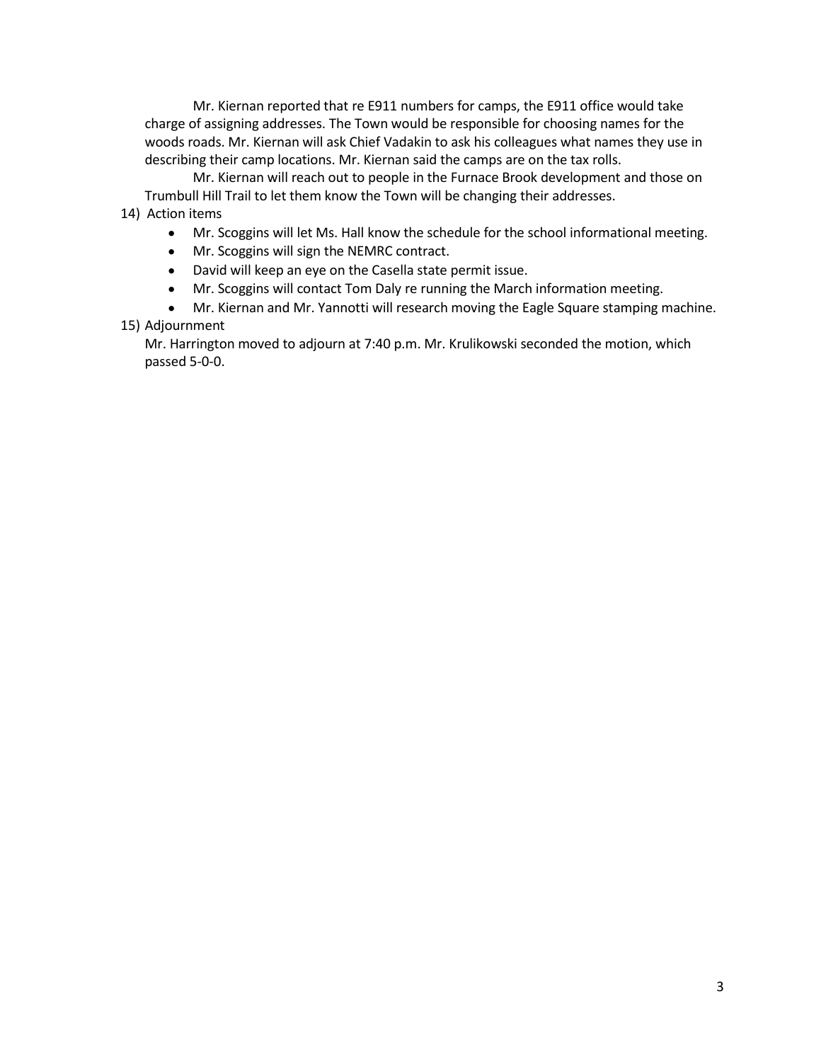Mr. Kiernan reported that re E911 numbers for camps, the E911 office would take charge of assigning addresses. The Town would be responsible for choosing names for the woods roads. Mr. Kiernan will ask Chief Vadakin to ask his colleagues what names they use in describing their camp locations. Mr. Kiernan said the camps are on the tax rolls.

Mr. Kiernan will reach out to people in the Furnace Brook development and those on Trumbull Hill Trail to let them know the Town will be changing their addresses.

14) Action items
   - Mr. Scoggins will let Ms. Hall know the schedule for the school informational meeting.
   - Mr. Scoggins will sign the NEMRC contract.
   - David will keep an eye on the Casella state permit issue.
   - Mr. Scoggins will contact Tom Daly re running the March information meeting.
   - Mr. Kiernan and Mr. Yannotti will research moving the Eagle Square stamping machine.

15) Adjournment

   Mr. Harrington moved to adjourn at 7:40 p.m. Mr. Krulikowski seconded the motion, which passed 5-0-0.